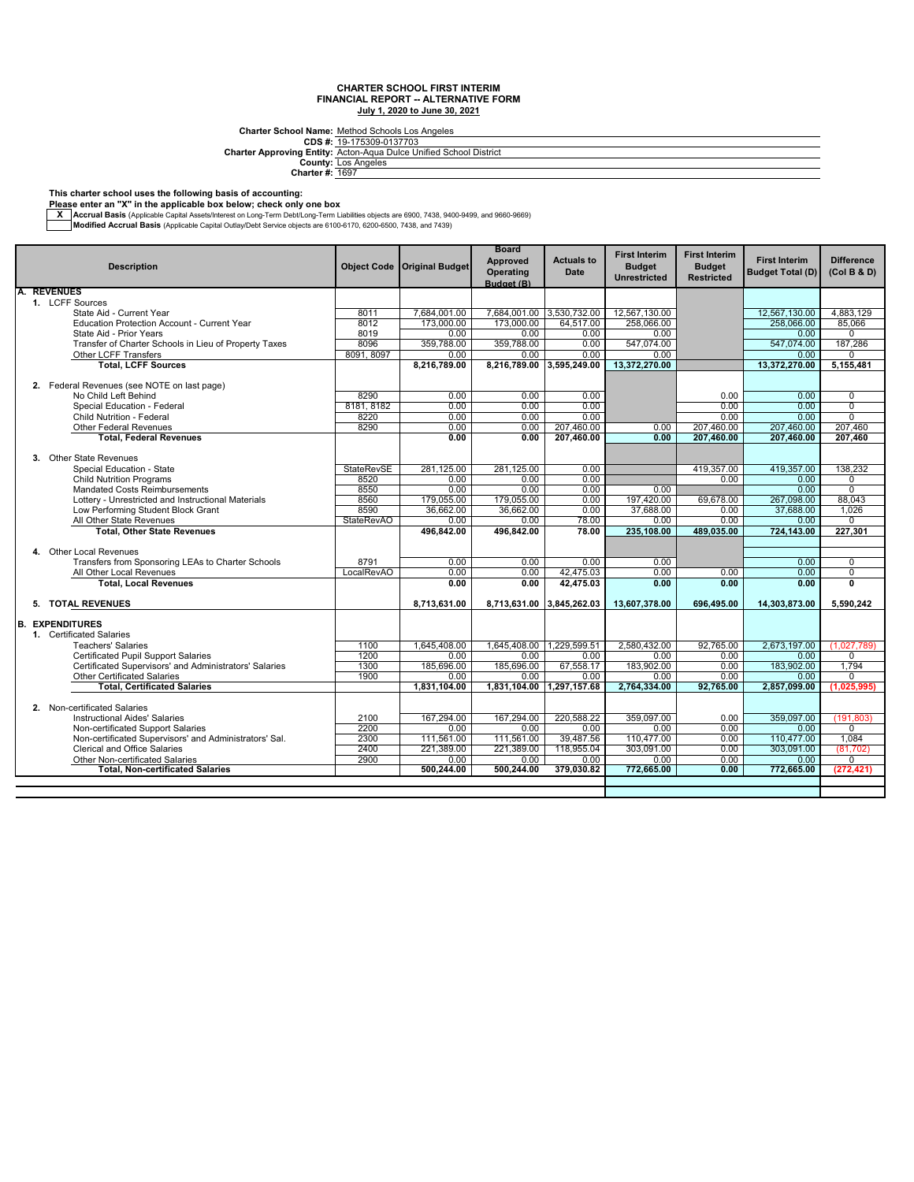# CHARTER SCHOOL FIRST INTERIM
## FINANCIAL REPORT -- ALTERNATIVE FORM
**July 1, 2020 to June 30, 2021**

**Charter School Name:** Method Schools Los Angeles
**CDS #:** 19-175309-0137703
**Charter Approving Entity:** Acton-Aqua Dulce Unified School District
**County:** Los Angeles
**Charter #:** 1697

**This charter school uses the following basis of accounting:**
**Please enter an "X" in the applicable box below; check only one box**

| | |
|---|---|
| X | **Accrual Basis** (Applicable Capital Assets/Interest on Long-Term Debt/Long-Term Liabilities objects are 6900, 7438, 9400-9499, and 9660-9669) |
| | **Modified Accrual Basis** (Applicable Capital Outlay/Debt Service objects are 6100-6170, 6200-6500, 7438, and 7439) |

| Description | Object Code | Original Budget | Board Approved Operating Budget (B) | Actuals to Date | First Interim Budget Unrestricted | First Interim Budget Restricted | First Interim Budget Total (D) | Difference (Col B & D) |
|---|---|---|---|---|---|---|---|---|
| **A. REVENUES** | | | | | | | | |
| 1. LCFF Sources | | | | | | | | |
| State Aid - Current Year | 8011 | 7,684,001.00 | 7,684,001.00 | 3,530,732.00 | 12,567,130.00 | | 12,567,130.00 | 4,883,129 |
| Education Protection Account - Current Year | 8012 | 173,000.00 | 173,000.00 | 64,517.00 | 258,066.00 | | 258,066.00 | 85,066 |
| State Aid - Prior Years | 8019 | 0.00 | 0.00 | 0.00 | 0.00 | | 0.00 | 0 |
| Transfer of Charter Schools in Lieu of Property Taxes | 8096 | 359,788.00 | 359,788.00 | 0.00 | 547,074.00 | | 547,074.00 | 187,286 |
| Other LCFF Transfers | 8091, 8097 | 0.00 | 0.00 | 0.00 | 0.00 | | 0.00 | 0 |
| **Total, LCFF Sources** | | **8,216,789.00** | **8,216,789.00** | **3,595,249.00** | **13,372,270.00** | | **13,372,270.00** | **5,155,481** |
| 2. Federal Revenues (see NOTE on last page) | | | | | | | | |
| No Child Left Behind | 8290 | 0.00 | 0.00 | 0.00 | | 0.00 | 0.00 | 0 |
| Special Education - Federal | 8181, 8182 | 0.00 | 0.00 | 0.00 | | 0.00 | 0.00 | 0 |
| Child Nutrition - Federal | 8220 | 0.00 | 0.00 | 0.00 | | 0.00 | 0.00 | 0 |
| Other Federal Revenues | 8290 | 0.00 | 0.00 | 207,460.00 | 0.00 | 207,460.00 | 207,460.00 | 207,460 |
| **Total, Federal Revenues** | | **0.00** | **0.00** | **207,460.00** | **0.00** | **207,460.00** | **207,460.00** | **207,460** |
| 3. Other State Revenues | | | | | | | | |
| Special Education - State | StateRevSE | 281,125.00 | 281,125.00 | 0.00 | | 419,357.00 | 419,357.00 | 138,232 |
| Child Nutrition Programs | 8520 | 0.00 | 0.00 | 0.00 | | 0.00 | 0.00 | 0 |
| Mandated Costs Reimbursements | 8550 | 0.00 | 0.00 | 0.00 | 0.00 | | 0.00 | 0 |
| Lottery - Unrestricted and Instructional Materials | 8560 | 179,055.00 | 179,055.00 | 0.00 | 197,420.00 | 69,678.00 | 267,098.00 | 88,043 |
| Low Performing Student Block Grant | 8590 | 36,662.00 | 36,662.00 | 0.00 | 37,688.00 | 0.00 | 37,688.00 | 1,026 |
| All Other State Revenues | StateRevAO | 0.00 | 0.00 | 78.00 | 0.00 | 0.00 | 0.00 | 0 |
| **Total, Other State Revenues** | | **496,842.00** | **496,842.00** | **78.00** | **235,108.00** | **489,035.00** | **724,143.00** | **227,301** |
| 4. Other Local Revenues | | | | | | | | |
| Transfers from Sponsoring LEAs to Charter Schools | 8791 | 0.00 | 0.00 | 0.00 | 0.00 | | 0.00 | 0 |
| All Other Local Revenues | LocalRevAO | 0.00 | 0.00 | 42,475.03 | 0.00 | 0.00 | 0.00 | 0 |
| **Total, Local Revenues** | | **0.00** | **0.00** | **42,475.03** | **0.00** | **0.00** | **0.00** | **0** |
| **5. TOTAL REVENUES** | | **8,713,631.00** | **8,713,631.00** | **3,845,262.03** | **13,607,378.00** | **696,495.00** | **14,303,873.00** | **5,590,242** |
| **B. EXPENDITURES** | | | | | | | | |
| 1. Certificated Salaries | | | | | | | | |
| Teachers' Salaries | 1100 | 1,645,408.00 | 1,645,408.00 | 1,229,599.51 | 2,580,432.00 | 92,765.00 | 2,673,197.00 | (1,027,789) |
| Certificated Pupil Support Salaries | 1200 | 0.00 | 0.00 | 0.00 | 0.00 | 0.00 | 0.00 | 0 |
| Certificated Supervisors' and Administrators' Salaries | 1300 | 185,696.00 | 185,696.00 | 67,558.17 | 183,902.00 | 0.00 | 183,902.00 | 1,794 |
| Other Certificated Salaries | 1900 | 0.00 | 0.00 | 0.00 | 0.00 | 0.00 | 0.00 | 0 |
| **Total, Certificated Salaries** | | **1,831,104.00** | **1,831,104.00** | **1,297,157.68** | **2,764,334.00** | **92,765.00** | **2,857,099.00** | **(1,025,995)** |
| 2. Non-certificated Salaries | | | | | | | | |
| Instructional Aides' Salaries | 2100 | 167,294.00 | 167,294.00 | 220,588.22 | 359,097.00 | 0.00 | 359,097.00 | (191,803) |
| Non-certificated Support Salaries | 2200 | 0.00 | 0.00 | 0.00 | 0.00 | 0.00 | 0.00 | 0 |
| Non-certificated Supervisors' and Administrators' Sal. | 2300 | 111,561.00 | 111,561.00 | 39,487.56 | 110,477.00 | 0.00 | 110,477.00 | 1,084 |
| Clerical and Office Salaries | 2400 | 221,389.00 | 221,389.00 | 118,955.04 | 303,091.00 | 0.00 | 303,091.00 | (81,702) |
| Other Non-certificated Salaries | 2900 | 0.00 | 0.00 | 0.00 | 0.00 | 0.00 | 0.00 | 0 |
| **Total, Non-certificated Salaries** | | **500,244.00** | **500,244.00** | **379,030.82** | **772,665.00** | **0.00** | **772,665.00** | **(272,421)** |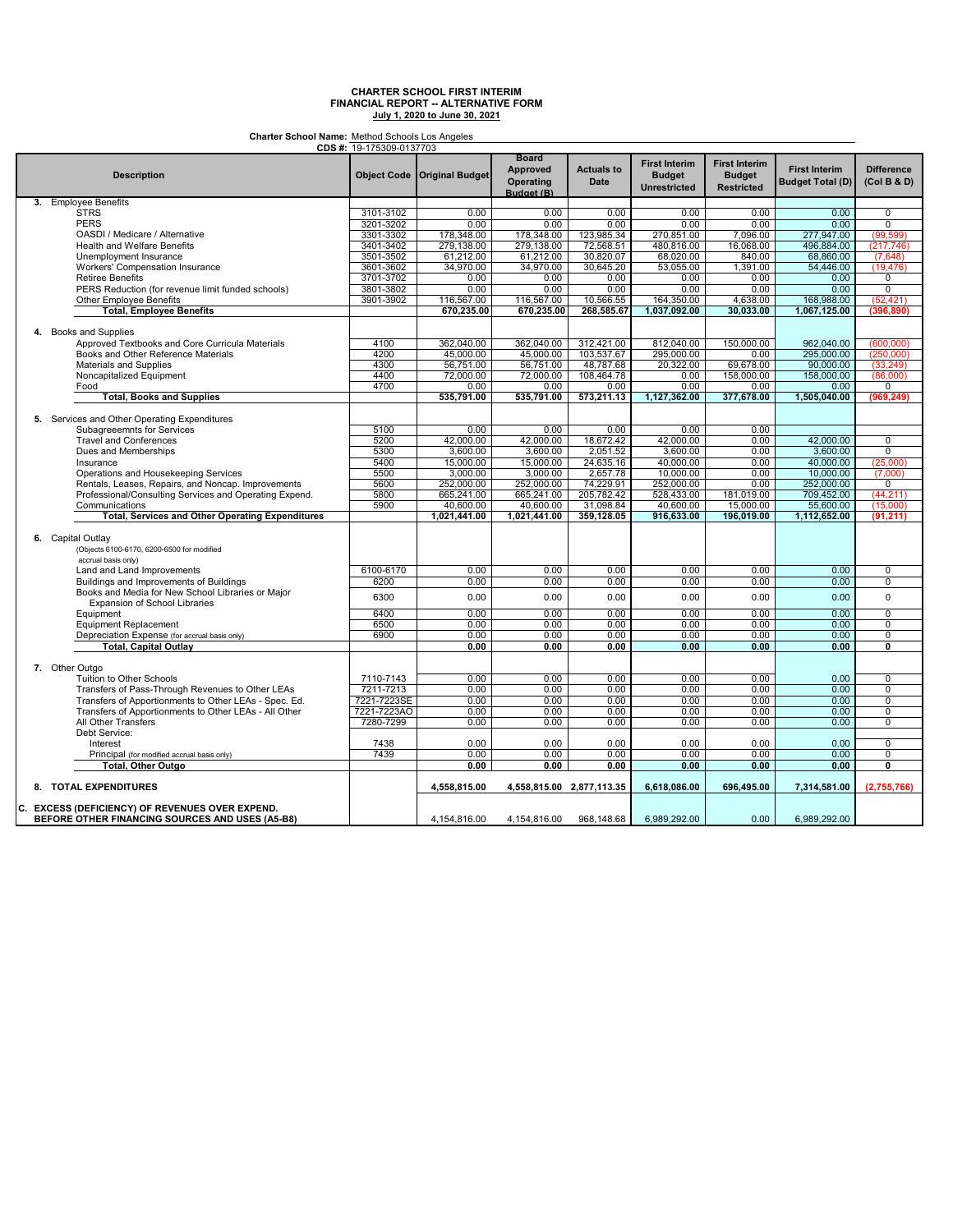# CHARTER SCHOOL FIRST INTERIM FINANCIAL REPORT -- ALTERNATIVE FORM

**July 1, 2020 to June 30, 2021**

**Charter School Name:** Method Schools Los Angeles

**CDS #:** 19-175309-0137703

| Description | Object Code | Original Budget | Board Approved Operating Budget (B) | Actuals to Date | First Interim Budget Unrestricted | First Interim Budget Restricted | First Interim Budget Total (D) | Difference (Col B & D) |
|---|---|---|---|---|---|---|---|---|
| **3. Employee Benefits** | | | | | | | | |
| STRS | 3101-3102 | 0.00 | 0.00 | 0.00 | 0.00 | 0.00 | 0.00 | 0 |
| PERS | 3201-3202 | 0.00 | 0.00 | 0.00 | 0.00 | 0.00 | 0.00 | 0 |
| OASDI / Medicare / Alternative | 3301-3302 | 178,348.00 | 178,348.00 | 123,985.34 | 270,851.00 | 7,096.00 | 277,947.00 | (99,599) |
| Health and Welfare Benefits | 3401-3402 | 279,138.00 | 279,138.00 | 72,568.51 | 480,816.00 | 16,068.00 | 496,884.00 | (217,746) |
| Unemployment Insurance | 3501-3502 | 61,212.00 | 61,212.00 | 30,820.07 | 68,020.00 | 840.00 | 68,860.00 | (7,648) |
| Workers' Compensation Insurance | 3601-3602 | 34,970.00 | 34,970.00 | 30,645.20 | 53,055.00 | 1,391.00 | 54,446.00 | (19,476) |
| Retiree Benefits | 3701-3702 | 0.00 | 0.00 | 0.00 | 0.00 | 0.00 | 0.00 | 0 |
| PERS Reduction (for revenue limit funded schools) | 3801-3802 | 0.00 | 0.00 | 0.00 | 0.00 | 0.00 | 0.00 | 0 |
| Other Employee Benefits | 3901-3902 | 116,567.00 | 116,567.00 | 10,566.55 | 164,350.00 | 4,638.00 | 168,988.00 | (52,421) |
| **Total, Employee Benefits** | | **670,235.00** | **670,235.00** | **268,585.67** | **1,037,092.00** | **30,033.00** | **1,067,125.00** | **(396,890)** |
| **4. Books and Supplies** | | | | | | | | |
| Approved Textbooks and Core Curricula Materials | 4100 | 362,040.00 | 362,040.00 | 312,421.00 | 812,040.00 | 150,000.00 | 962,040.00 | (600,000) |
| Books and Other Reference Materials | 4200 | 45,000.00 | 45,000.00 | 103,537.67 | 295,000.00 | 0.00 | 295,000.00 | (250,000) |
| Materials and Supplies | 4300 | 56,751.00 | 56,751.00 | 48,787.68 | 20,322.00 | 69,678.00 | 90,000.00 | (33,249) |
| Noncapitalized Equipment | 4400 | 72,000.00 | 72,000.00 | 108,464.78 | 0.00 | 158,000.00 | 158,000.00 | (86,000) |
| Food | 4700 | 0.00 | 0.00 | 0.00 | 0.00 | 0.00 | 0.00 | 0 |
| **Total, Books and Supplies** | | **535,791.00** | **535,791.00** | **573,211.13** | **1,127,362.00** | **377,678.00** | **1,505,040.00** | **(969,249)** |
| **5. Services and Other Operating Expenditures** | | | | | | | | |
| Subagreeemnts for Services | 5100 | 0.00 | 0.00 | 0.00 | 0.00 | 0.00 | | |
| Travel and Conferences | 5200 | 42,000.00 | 42,000.00 | 18,672.42 | 42,000.00 | 0.00 | 42,000.00 | 0 |
| Dues and Memberships | 5300 | 3,600.00 | 3,600.00 | 2,051.52 | 3,600.00 | 0.00 | 3,600.00 | 0 |
| Insurance | 5400 | 15,000.00 | 15,000.00 | 24,635.16 | 40,000.00 | 0.00 | 40,000.00 | (25,000) |
| Operations and Housekeeping Services | 5500 | 3,000.00 | 3,000.00 | 2,657.78 | 10,000.00 | 0.00 | 10,000.00 | (7,000) |
| Rentals, Leases, Repairs, and Noncap. Improvements | 5600 | 252,000.00 | 252,000.00 | 74,229.91 | 252,000.00 | 0.00 | 252,000.00 | 0 |
| Professional/Consulting Services and Operating Expend. | 5800 | 665,241.00 | 665,241.00 | 205,782.42 | 528,433.00 | 181,019.00 | 709,452.00 | (44,211) |
| Communications | 5900 | 40,600.00 | 40,600.00 | 31,098.84 | 40,600.00 | 15,000.00 | 55,600.00 | (15,000) |
| **Total, Services and Other Operating Expenditures** | | **1,021,441.00** | **1,021,441.00** | **359,128.05** | **916,633.00** | **196,019.00** | **1,112,652.00** | **(91,211)** |
| **6. Capital Outlay** (Objects 6100-6170, 6200-6500 for modified accrual basis only) | | | | | | | | |
| Land and Land Improvements | 6100-6170 | 0.00 | 0.00 | 0.00 | 0.00 | 0.00 | 0.00 | 0 |
| Buildings and Improvements of Buildings | 6200 | 0.00 | 0.00 | 0.00 | 0.00 | 0.00 | 0.00 | 0 |
| Books and Media for New School Libraries or Major Expansion of School Libraries | 6300 | 0.00 | 0.00 | 0.00 | 0.00 | 0.00 | 0.00 | 0 |
| Equipment | 6400 | 0.00 | 0.00 | 0.00 | 0.00 | 0.00 | 0.00 | 0 |
| Equipment Replacement | 6500 | 0.00 | 0.00 | 0.00 | 0.00 | 0.00 | 0.00 | 0 |
| Depreciation Expense (for accrual basis only) | 6900 | 0.00 | 0.00 | 0.00 | 0.00 | 0.00 | 0.00 | 0 |
| **Total, Capital Outlay** | | **0.00** | **0.00** | **0.00** | **0.00** | **0.00** | **0.00** | **0** |
| **7. Other Outgo** | | | | | | | | |
| Tuition to Other Schools | 7110-7143 | 0.00 | 0.00 | 0.00 | 0.00 | 0.00 | 0.00 | 0 |
| Transfers of Pass-Through Revenues to Other LEAs | 7211-7213 | 0.00 | 0.00 | 0.00 | 0.00 | 0.00 | 0.00 | 0 |
| Transfers of Apportionments to Other LEAs - Spec. Ed. | 7221-7223SE | 0.00 | 0.00 | 0.00 | 0.00 | 0.00 | 0.00 | 0 |
| Transfers of Apportionments to Other LEAs - All Other | 7221-7223AO | 0.00 | 0.00 | 0.00 | 0.00 | 0.00 | 0.00 | 0 |
| All Other Transfers | 7280-7299 | 0.00 | 0.00 | 0.00 | 0.00 | 0.00 | 0.00 | 0 |
| Debt Service: | | | | | | | | |
| Interest | 7438 | 0.00 | 0.00 | 0.00 | 0.00 | 0.00 | 0.00 | 0 |
| Principal (for modified accrual basis only) | 7439 | 0.00 | 0.00 | 0.00 | 0.00 | 0.00 | 0.00 | 0 |
| **Total, Other Outgo** | | **0.00** | **0.00** | **0.00** | **0.00** | **0.00** | **0.00** | **0** |
| **8. TOTAL EXPENDITURES** | | **4,558,815.00** | **4,558,815.00** | **2,877,113.35** | **6,618,086.00** | **696,495.00** | **7,314,581.00** | **(2,755,766)** |
| **C. EXCESS (DEFICIENCY) OF REVENUES OVER EXPEND. BEFORE OTHER FINANCING SOURCES AND USES (A5-B8)** | | 4,154,816.00 | 4,154,816.00 | 968,148.68 | 6,989,292.00 | 0.00 | 6,989,292.00 | |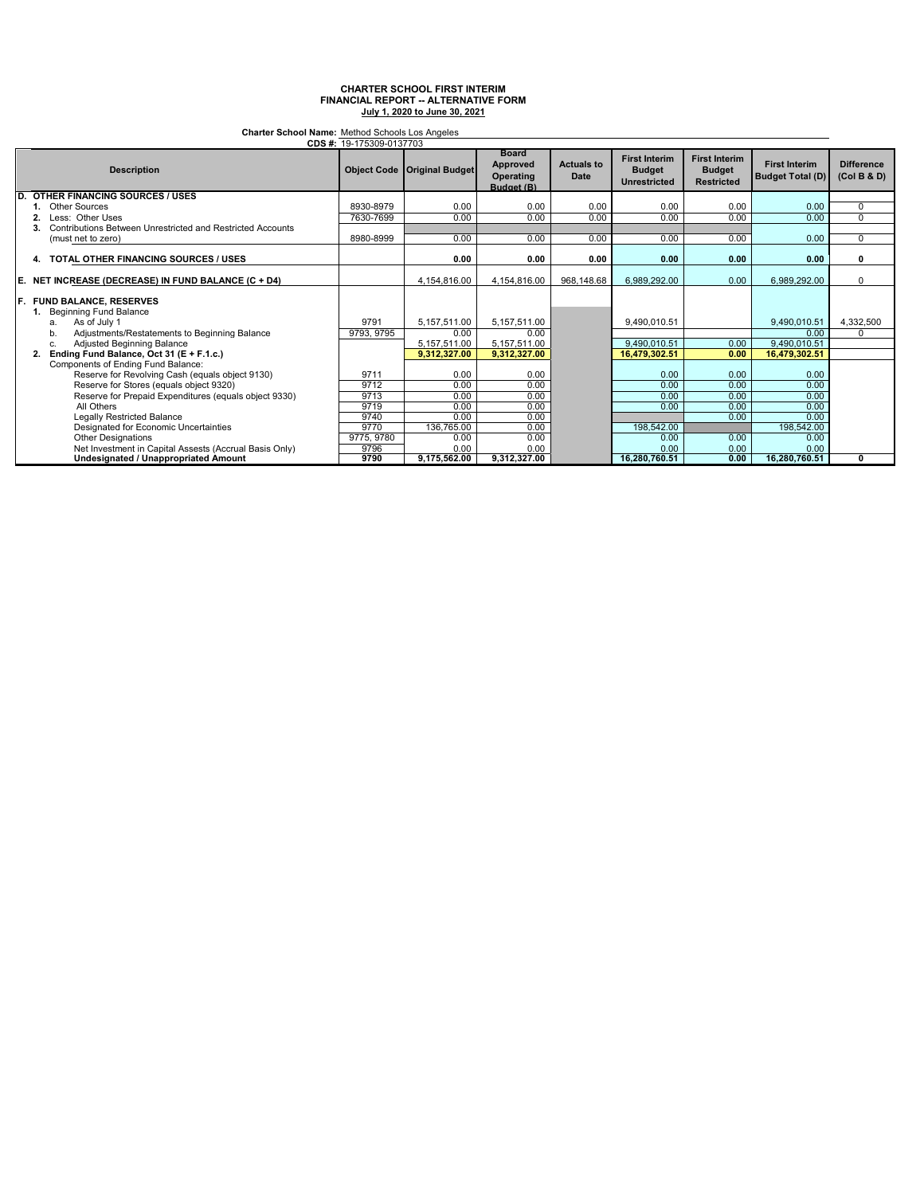**CHARTER SCHOOL FIRST INTERIM**
**FINANCIAL REPORT -- ALTERNATIVE FORM**
**July 1, 2020 to June 30, 2021**

**Charter School Name:** Method Schools Los Angeles
**CDS #:** 19-175309-0137703

| Description | Object Code | Original Budget | Board Approved Operating Budget (B) | Actuals to Date | First Interim Budget Unrestricted | First Interim Budget Restricted | First Interim Budget Total (D) | Difference (Col B & D) |
|---|---|---|---|---|---|---|---|---|
| **D. OTHER FINANCING SOURCES / USES** | | | | | | | | |
| **1.** Other Sources | 8930-8979 | 0.00 | 0.00 | 0.00 | 0.00 | 0.00 | 0.00 | 0 |
| **2.** Less: Other Uses | 7630-7699 | 0.00 | 0.00 | 0.00 | 0.00 | 0.00 | 0.00 | 0 |
| **3.** Contributions Between Unrestricted and Restricted Accounts (must net to zero) | 8980-8999 | 0.00 | 0.00 | 0.00 | 0.00 | 0.00 | 0.00 | 0 |
| **4. TOTAL OTHER FINANCING SOURCES / USES** | | **0.00** | **0.00** | **0.00** | **0.00** | **0.00** | **0.00** | **0** |
| **E. NET INCREASE (DECREASE) IN FUND BALANCE (C + D4)** | | 4,154,816.00 | 4,154,816.00 | 968,148.68 | 6,989,292.00 | 0.00 | 6,989,292.00 | 0 |
| **F. FUND BALANCE, RESERVES** | | | | | | | | |
| **1.** Beginning Fund Balance | | | | | | | | |
| a. As of July 1 | 9791 | 5,157,511.00 | 5,157,511.00 | | 9,490,010.51 | | 9,490,010.51 | 4,332,500 |
| b. Adjustments/Restatements to Beginning Balance | 9793, 9795 | 0.00 | 0.00 | | | | 0.00 | 0 |
| c. Adjusted Beginning Balance | | 5,157,511.00 | 5,157,511.00 | | 9,490,010.51 | 0.00 | 9,490,010.51 | |
| **2. Ending Fund Balance, Oct 31 (E + F.1.c.)** | | **9,312,327.00** | **9,312,327.00** | | **16,479,302.51** | **0.00** | **16,479,302.51** | |
| Components of Ending Fund Balance: | | | | | | | | |
| Reserve for Revolving Cash (equals object 9130) | 9711 | 0.00 | 0.00 | | 0.00 | 0.00 | 0.00 | |
| Reserve for Stores (equals object 9320) | 9712 | 0.00 | 0.00 | | 0.00 | 0.00 | 0.00 | |
| Reserve for Prepaid Expenditures (equals object 9330) | 9713 | 0.00 | 0.00 | | 0.00 | 0.00 | 0.00 | |
| All Others | 9719 | 0.00 | 0.00 | | 0.00 | 0.00 | 0.00 | |
| Legally Restricted Balance | 9740 | 0.00 | 0.00 | | | 0.00 | 0.00 | |
| Designated for Economic Uncertainties | 9770 | 136,765.00 | 0.00 | | 198,542.00 | | 198,542.00 | |
| Other Designations | 9775, 9780 | 0.00 | 0.00 | | 0.00 | 0.00 | 0.00 | |
| Net Investment in Capital Assests (Accrual Basis Only) | 9796 | 0.00 | 0.00 | | 0.00 | 0.00 | 0.00 | |
| **Undesignated / Unappropriated Amount** | **9790** | **9,175,562.00** | **9,312,327.00** | | **16,280,760.51** | **0.00** | **16,280,760.51** | **0** |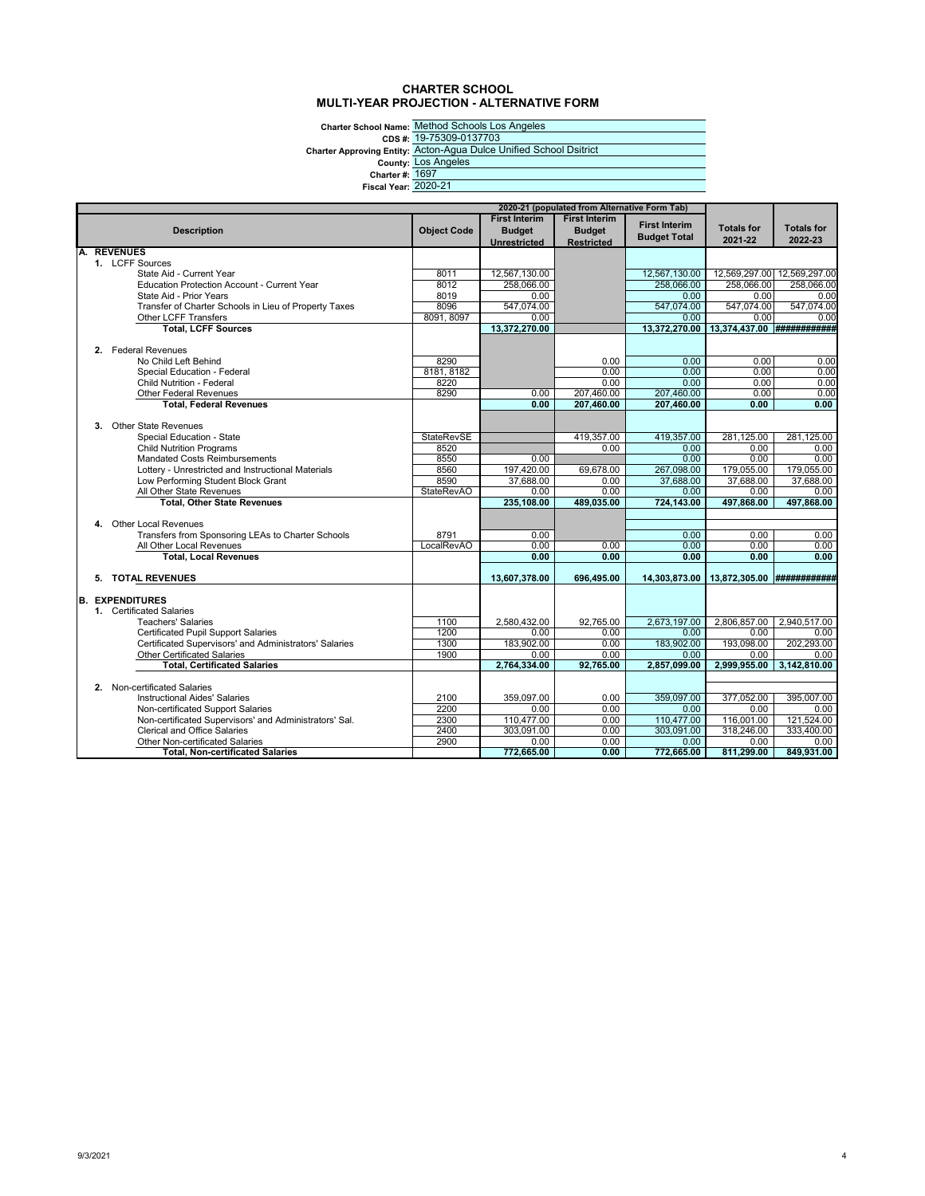# CHARTER SCHOOL
## MULTI-YEAR PROJECTION - ALTERNATIVE FORM

**Charter School Name:** Method Schools Los Angeles
**CDS #:** 19-75309-0137703
**Charter Approving Entity:** Acton-Agua Dulce Unified School Dsitrict
**County:** Los Angeles
**Charter #:** 1697
**Fiscal Year:** 2020-21

| Description | Object Code | 2020-21 (populated from Alternative Form Tab) First Interim Budget Unrestricted | First Interim Budget Restricted | First Interim Budget Total | Totals for 2021-22 | Totals for 2022-23 |
|---|---|---|---|---|---|---|
| **A. REVENUES** | | | | | | |
| 1. LCFF Sources | | | | | | |
| State Aid - Current Year | 8011 | 12,567,130.00 | | 12,567,130.00 | 12,569,297.00 | 12,569,297.00 |
| Education Protection Account - Current Year | 8012 | 258,066.00 | | 258,066.00 | 258,066.00 | 258,066.00 |
| State Aid - Prior Years | 8019 | 0.00 | | 0.00 | 0.00 | 0.00 |
| Transfer of Charter Schools in Lieu of Property Taxes | 8096 | 547,074.00 | | 547,074.00 | 547,074.00 | 547,074.00 |
| Other LCFF Transfers | 8091, 8097 | 0.00 | | 0.00 | 0.00 | 0.00 |
| **Total, LCFF Sources** | | **13,372,270.00** | | **13,372,270.00** | **13,374,437.00** | **############** |
| 2. Federal Revenues | | | | | | |
| No Child Left Behind | 8290 | | 0.00 | 0.00 | 0.00 | 0.00 |
| Special Education - Federal | 8181, 8182 | | 0.00 | 0.00 | 0.00 | 0.00 |
| Child Nutrition - Federal | 8220 | | 0.00 | 0.00 | 0.00 | 0.00 |
| Other Federal Revenues | 8290 | 0.00 | 207,460.00 | 207,460.00 | 0.00 | 0.00 |
| **Total, Federal Revenues** | | **0.00** | **207,460.00** | **207,460.00** | **0.00** | **0.00** |
| 3. Other State Revenues | | | | | | |
| Special Education - State | StateRevSE | | 419,357.00 | 419,357.00 | 281,125.00 | 281,125.00 |
| Child Nutrition Programs | 8520 | | 0.00 | 0.00 | 0.00 | 0.00 |
| Mandated Costs Reimbursements | 8550 | 0.00 | | 0.00 | 0.00 | 0.00 |
| Lottery - Unrestricted and Instructional Materials | 8560 | 197,420.00 | 69,678.00 | 267,098.00 | 179,055.00 | 179,055.00 |
| Low Performing Student Block Grant | 8590 | 37,688.00 | 0.00 | 37,688.00 | 37,688.00 | 37,688.00 |
| All Other State Revenues | StateRevAO | 0.00 | 0.00 | 0.00 | 0.00 | 0.00 |
| **Total, Other State Revenues** | | **235,108.00** | **489,035.00** | **724,143.00** | **497,868.00** | **497,868.00** |
| 4. Other Local Revenues | | | | | | |
| Transfers from Sponsoring LEAs to Charter Schools | 8791 | 0.00 | | 0.00 | 0.00 | 0.00 |
| All Other Local Revenues | LocalRevAO | 0.00 | 0.00 | 0.00 | 0.00 | 0.00 |
| **Total, Local Revenues** | | **0.00** | **0.00** | **0.00** | **0.00** | **0.00** |
| **5. TOTAL REVENUES** | | **13,607,378.00** | **696,495.00** | **14,303,873.00** | **13,872,305.00** | **############** |
| **B. EXPENDITURES** | | | | | | |
| 1. Certificated Salaries | | | | | | |
| Teachers' Salaries | 1100 | 2,580,432.00 | 92,765.00 | 2,673,197.00 | 2,806,857.00 | 2,940,517.00 |
| Certificated Pupil Support Salaries | 1200 | 0.00 | 0.00 | 0.00 | 0.00 | 0.00 |
| Certificated Supervisors' and Administrators' Salaries | 1300 | 183,902.00 | 0.00 | 183,902.00 | 193,098.00 | 202,293.00 |
| Other Certificated Salaries | 1900 | 0.00 | 0.00 | 0.00 | 0.00 | 0.00 |
| **Total, Certificated Salaries** | | **2,764,334.00** | **92,765.00** | **2,857,099.00** | **2,999,955.00** | **3,142,810.00** |
| 2. Non-certificated Salaries | | | | | | |
| Instructional Aides' Salaries | 2100 | 359,097.00 | 0.00 | 359,097.00 | 377,052.00 | 395,007.00 |
| Non-certificated Support Salaries | 2200 | 0.00 | 0.00 | 0.00 | 0.00 | 0.00 |
| Non-certificated Supervisors' and Administrators' Sal. | 2300 | 110,477.00 | 0.00 | 110,477.00 | 116,001.00 | 121,524.00 |
| Clerical and Office Salaries | 2400 | 303,091.00 | 0.00 | 303,091.00 | 318,246.00 | 333,400.00 |
| Other Non-certificated Salaries | 2900 | 0.00 | 0.00 | 0.00 | 0.00 | 0.00 |
| **Total, Non-certificated Salaries** | | **772,665.00** | **0.00** | **772,665.00** | **811,299.00** | **849,931.00** |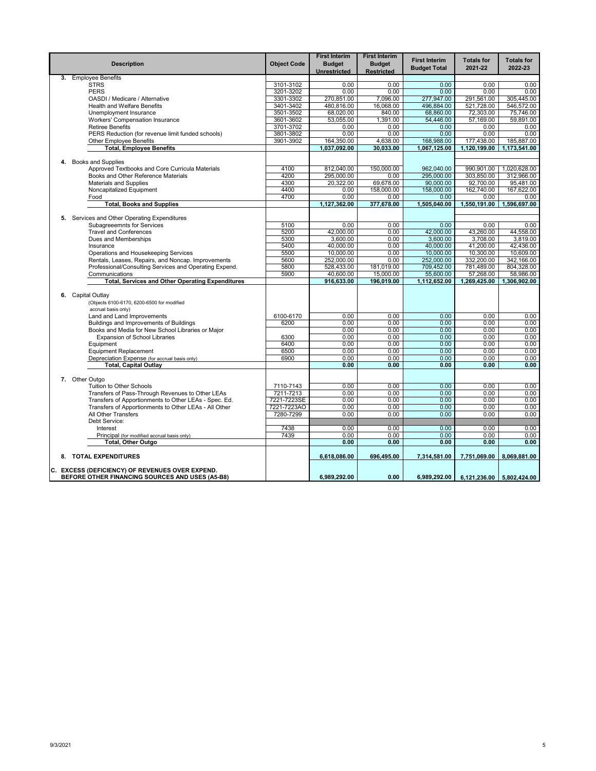| Description | Object Code | First Interim Budget Unrestricted | First Interim Budget Restricted | First Interim Budget Total | Totals for 2021-22 | Totals for 2022-23 |
|---|---|---|---|---|---|---|
| **3.** Employee Benefits | | | | | | |
| STRS | 3101-3102 | 0.00 | 0.00 | 0.00 | 0.00 | 0.00 |
| PERS | 3201-3202 | 0.00 | 0.00 | 0.00 | 0.00 | 0.00 |
| OASDI / Medicare / Alternative | 3301-3302 | 270,851.00 | 7,096.00 | 277,947.00 | 291,561.00 | 305,445.00 |
| Health and Welfare Benefits | 3401-3402 | 480,816.00 | 16,068.00 | 496,884.00 | 521,728.00 | 546,572.00 |
| Unemployment Insurance | 3501-3502 | 68,020.00 | 840.00 | 68,860.00 | 72,303.00 | 75,746.00 |
| Workers' Compensation Insurance | 3601-3602 | 53,055.00 | 1,391.00 | 54,446.00 | 57,169.00 | 59,891.00 |
| Retiree Benefits | 3701-3702 | 0.00 | 0.00 | 0.00 | 0.00 | 0.00 |
| PERS Reduction (for revenue limit funded schools) | 3801-3802 | 0.00 | 0.00 | 0.00 | 0.00 | 0.00 |
| Other Employee Benefits | 3901-3902 | 164,350.00 | 4,638.00 | 168,988.00 | 177,438.00 | 185,887.00 |
| **Total, Employee Benefits** | | **1,037,092.00** | **30,033.00** | **1,067,125.00** | **1,120,199.00** | **1,173,541.00** |
| **4.** Books and Supplies | | | | | | |
| Approved Textbooks and Core Curricula Materials | 4100 | 812,040.00 | 150,000.00 | 962,040.00 | 990,901.00 | 1,020,628.00 |
| Books and Other Reference Materials | 4200 | 295,000.00 | 0.00 | 295,000.00 | 303,850.00 | 312,966.00 |
| Materials and Supplies | 4300 | 20,322.00 | 69,678.00 | 90,000.00 | 92,700.00 | 95,481.00 |
| Noncapitalized Equipment | 4400 | 0.00 | 158,000.00 | 158,000.00 | 162,740.00 | 167,622.00 |
| Food | 4700 | 0.00 | 0.00 | 0.00 | 0.00 | 0.00 |
| **Total, Books and Supplies** | | **1,127,362.00** | **377,678.00** | **1,505,040.00** | **1,550,191.00** | **1,596,697.00** |
| **5.** Services and Other Operating Expenditures | | | | | | |
| Subagreeemnts for Services | 5100 | 0.00 | 0.00 | 0.00 | 0.00 | 0.00 |
| Travel and Conferences | 5200 | 42,000.00 | 0.00 | 42,000.00 | 43,260.00 | 44,558.00 |
| Dues and Memberships | 5300 | 3,600.00 | 0.00 | 3,600.00 | 3,708.00 | 3,819.00 |
| Insurance | 5400 | 40,000.00 | 0.00 | 40,000.00 | 41,200.00 | 42,436.00 |
| Operations and Housekeeping Services | 5500 | 10,000.00 | 0.00 | 10,000.00 | 10,300.00 | 10,609.00 |
| Rentals, Leases, Repairs, and Noncap. Improvements | 5600 | 252,000.00 | 0.00 | 252,000.00 | 332,200.00 | 342,166.00 |
| Professional/Consulting Services and Operating Expend. | 5800 | 528,433.00 | 181,019.00 | 709,452.00 | 781,489.00 | 804,328.00 |
| Communications | 5900 | 40,600.00 | 15,000.00 | 55,600.00 | 57,268.00 | 58,986.00 |
| **Total, Services and Other Operating Expenditures** | | **916,633.00** | **196,019.00** | **1,112,652.00** | **1,269,425.00** | **1,306,902.00** |
| **6.** Capital Outlay (Objects 6100-6170, 6200-6500 for modified accrual basis only) | | | | | | |
| Land and Land Improvements | 6100-6170 | 0.00 | 0.00 | 0.00 | 0.00 | 0.00 |
| Buildings and Improvements of Buildings | 6200 | 0.00 | 0.00 | 0.00 | 0.00 | 0.00 |
| Books and Media for New School Libraries or Major | | 0.00 | 0.00 | 0.00 | 0.00 | 0.00 |
| Expansion of School Libraries | 6300 | 0.00 | 0.00 | 0.00 | 0.00 | 0.00 |
| Equipment | 6400 | 0.00 | 0.00 | 0.00 | 0.00 | 0.00 |
| Equipment Replacement | 6500 | 0.00 | 0.00 | 0.00 | 0.00 | 0.00 |
| Depreciation Expense (for accrual basis only) | 6900 | 0.00 | 0.00 | 0.00 | 0.00 | 0.00 |
| **Total, Capital Outlay** | | **0.00** | **0.00** | **0.00** | **0.00** | **0.00** |
| **7.** Other Outgo | | | | | | |
| Tuition to Other Schools | 7110-7143 | 0.00 | 0.00 | 0.00 | 0.00 | 0.00 |
| Transfers of Pass-Through Revenues to Other LEAs | 7211-7213 | 0.00 | 0.00 | 0.00 | 0.00 | 0.00 |
| Transfers of Apportionments to Other LEAs - Spec. Ed. | 7221-7223SE | 0.00 | 0.00 | 0.00 | 0.00 | 0.00 |
| Transfers of Apportionments to Other LEAs - All Other | 7221-7223AO | 0.00 | 0.00 | 0.00 | 0.00 | 0.00 |
| All Other Transfers | 7280-7299 | 0.00 | 0.00 | 0.00 | 0.00 | 0.00 |
| Debt Service: | | | | | | |
| Interest | 7438 | 0.00 | 0.00 | 0.00 | 0.00 | 0.00 |
| Principal (for modified accrual basis only) | 7439 | 0.00 | 0.00 | 0.00 | 0.00 | 0.00 |
| **Total, Other Outgo** | | **0.00** | **0.00** | **0.00** | **0.00** | **0.00** |
| **8. TOTAL EXPENDITURES** | | **6,618,086.00** | **696,495.00** | **7,314,581.00** | **7,751,069.00** | **8,069,881.00** |
| **C. EXCESS (DEFICIENCY) OF REVENUES OVER EXPEND. BEFORE OTHER FINANCING SOURCES AND USES (A5-B8)** | | **6,989,292.00** | **0.00** | **6,989,292.00** | **6,121,236.00** | **5,802,424.00** |

9/3/2021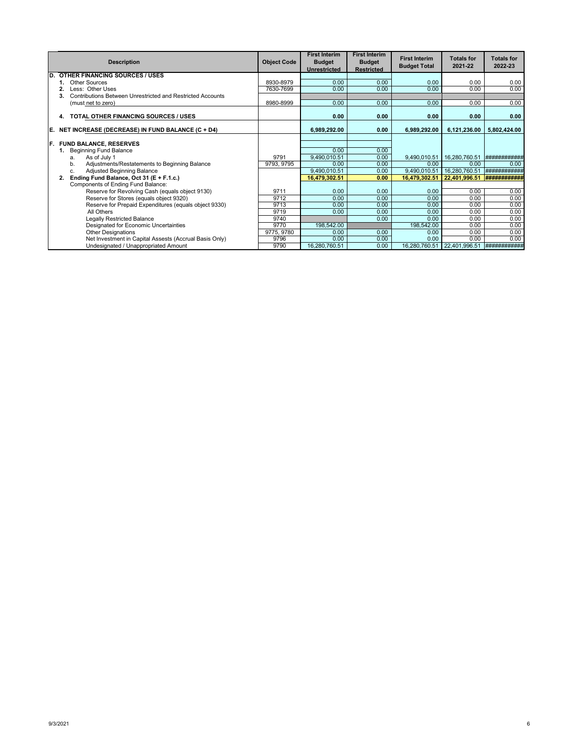| Description | Object Code | First Interim Budget Unrestricted | First Interim Budget Restricted | First Interim Budget Total | Totals for 2021-22 | Totals for 2022-23 |
|---|---|---|---|---|---|---|
| **D. OTHER FINANCING SOURCES / USES** | | | | | | |
| 1. Other Sources | 8930-8979 | 0.00 | 0.00 | 0.00 | 0.00 | 0.00 |
| 2. Less: Other Uses | 7630-7699 | 0.00 | 0.00 | 0.00 | 0.00 | 0.00 |
| 3. Contributions Between Unrestricted and Restricted Accounts (must net to zero) | 8980-8999 | 0.00 | 0.00 | 0.00 | 0.00 | 0.00 |
| **4. TOTAL OTHER FINANCING SOURCES / USES** | | **0.00** | **0.00** | **0.00** | **0.00** | **0.00** |
| **E. NET INCREASE (DECREASE) IN FUND BALANCE (C + D4)** | | **6,989,292.00** | **0.00** | **6,989,292.00** | **6,121,236.00** | **5,802,424.00** |
| **F. FUND BALANCE, RESERVES** | | | | | | |
| 1. Beginning Fund Balance | | 0.00 | 0.00 | | | |
| a. As of July 1 | 9791 | 9,490,010.51 | 0.00 | 9,490,010.51 | 16,280,760.51 | ############ |
| b. Adjustments/Restatements to Beginning Balance | 9793, 9795 | 0.00 | 0.00 | 0.00 | 0.00 | 0.00 |
| c. Adjusted Beginning Balance | | 9,490,010.51 | 0.00 | 9,490,010.51 | 16,280,760.51 | ############ |
| **2. Ending Fund Balance, Oct 31 (E + F.1.c.)** | | **16,479,302.51** | **0.00** | **16,479,302.51** | **22,401,996.51** | **############** |
| Components of Ending Fund Balance: | | | | | | |
| Reserve for Revolving Cash (equals object 9130) | 9711 | 0.00 | 0.00 | 0.00 | 0.00 | 0.00 |
| Reserve for Stores (equals object 9320) | 9712 | 0.00 | 0.00 | 0.00 | 0.00 | 0.00 |
| Reserve for Prepaid Expenditures (equals object 9330) | 9713 | 0.00 | 0.00 | 0.00 | 0.00 | 0.00 |
| All Others | 9719 | 0.00 | 0.00 | 0.00 | 0.00 | 0.00 |
| Legally Restricted Balance | 9740 | | 0.00 | 0.00 | 0.00 | 0.00 |
| Designated for Economic Uncertainties | 9770 | 198,542.00 | | 198,542.00 | 0.00 | 0.00 |
| Other Designations | 9775, 9780 | 0.00 | 0.00 | 0.00 | 0.00 | 0.00 |
| Net Investment in Capital Assests (Accrual Basis Only) | 9796 | 0.00 | 0.00 | 0.00 | 0.00 | 0.00 |
| Undesignated / Unappropriated Amount | 9790 | 16,280,760.51 | 0.00 | 16,280,760.51 | 22,401,996.51 | ############ |

9/3/2021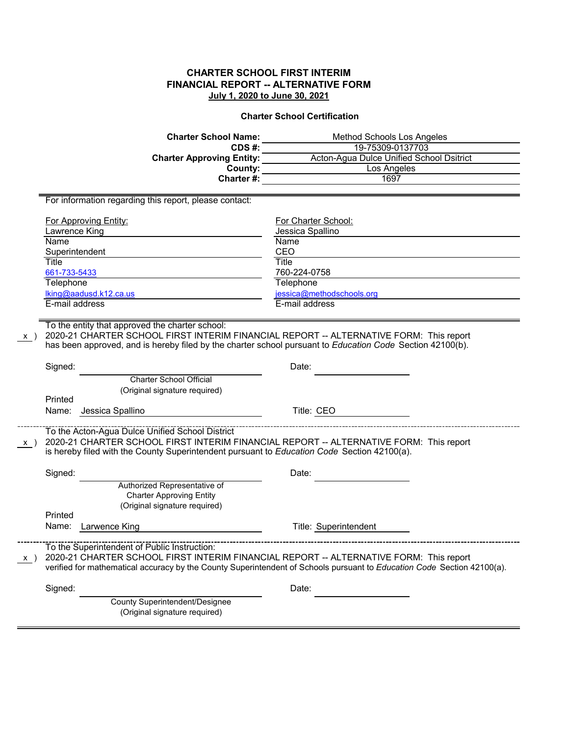# CHARTER SCHOOL FIRST INTERIM FINANCIAL REPORT -- ALTERNATIVE FORM

**July 1, 2020 to June 30, 2021**

## Charter School Certification

| | |
|---|---|
| **Charter School Name:** | Method Schools Los Angeles |
| **CDS #:** | 19-75309-0137703 |
| **Charter Approving Entity:** | Acton-Agua Dulce Unified School Dsitrict |
| **County:** | Los Angeles |
| **Charter #:** | 1697 |

For information regarding this report, please contact:

| For Approving Entity: | For Charter School: |
|---|---|
| Lawrence King | Jessica Spallino |
| Name | Name |
| Superintendent | CEO |
| Title | Title |
| 661-733-5433 | 760-224-0758 |
| Telephone | Telephone |
| lking@aadusd.k12.ca.us | jessica@methodschools.org |
| E-mail address | E-mail address |

To the entity that approved the charter school:

x ) 2020-21 CHARTER SCHOOL FIRST INTERIM FINANCIAL REPORT -- ALTERNATIVE FORM: This report has been approved, and is hereby filed by the charter school pursuant to *Education Code* Section 42100(b).

Signed: ______________________ Date: ______________

Charter School Official
(Original signature required)

Printed Name: Jessica Spallino Title: CEO

---

To the Acton-Agua Dulce Unified School District

x ) 2020-21 CHARTER SCHOOL FIRST INTERIM FINANCIAL REPORT -- ALTERNATIVE FORM: This report is hereby filed with the County Superintendent pursuant to *Education Code* Section 42100(a).

Signed: ______________________ Date: ______________

Authorized Representative of
Charter Approving Entity
(Original signature required)

Printed Name: Larwence King Title: Superintendent

---

To the Superintendent of Public Instruction:

x ) 2020-21 CHARTER SCHOOL FIRST INTERIM FINANCIAL REPORT -- ALTERNATIVE FORM: This report verified for mathematical accuracy by the County Superintendent of Schools pursuant to *Education Code* Section 42100(a).

Signed: ______________________ Date: ______________

County Superintendent/Designee
(Original signature required)